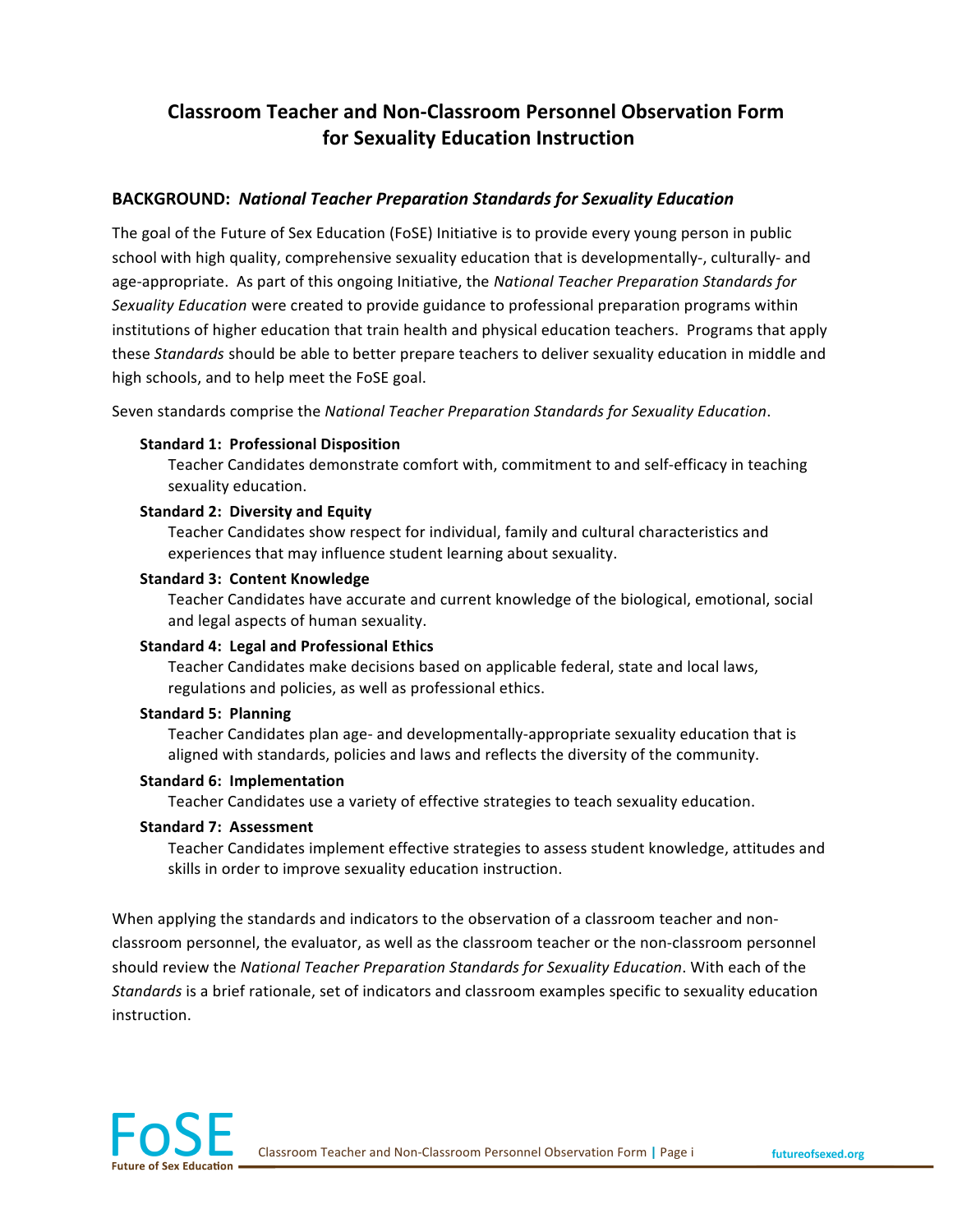# Classroom Teacher and Non-Classroom Personnel Observation Form for Sexuality Education Instruction

## BACKGROUND: *National Teacher Preparation Standards for Sexuality Education*

The goal of the Future of Sex Education (FoSE) Initiative is to provide every young person in public school with high quality, comprehensive sexuality education that is developmentally-, culturally- and age-appropriate. As part of this ongoing Initiative, the *National Teacher Preparation Standards for Sexuality Education* were created to provide guidance to professional preparation programs within institutions of higher education that train health and physical education teachers. Programs that apply these *Standards* should be able to better prepare teachers to deliver sexuality education in middle and high schools, and to help meet the FoSE goal.

Seven standards comprise the *National Teacher Preparation Standards for Sexuality Education*.

**Standard 1: Professional Disposition**
Teacher Candidates demonstrate comfort with, commitment to and self-efficacy in teaching sexuality education.

**Standard 2: Diversity and Equity**
Teacher Candidates show respect for individual, family and cultural characteristics and experiences that may influence student learning about sexuality.

**Standard 3: Content Knowledge**
Teacher Candidates have accurate and current knowledge of the biological, emotional, social and legal aspects of human sexuality.

**Standard 4: Legal and Professional Ethics**
Teacher Candidates make decisions based on applicable federal, state and local laws, regulations and policies, as well as professional ethics.

**Standard 5: Planning**
Teacher Candidates plan age- and developmentally-appropriate sexuality education that is aligned with standards, policies and laws and reflects the diversity of the community.

**Standard 6: Implementation**
Teacher Candidates use a variety of effective strategies to teach sexuality education.

**Standard 7: Assessment**
Teacher Candidates implement effective strategies to assess student knowledge, attitudes and skills in order to improve sexuality education instruction.

When applying the standards and indicators to the observation of a classroom teacher and non-classroom personnel, the evaluator, as well as the classroom teacher or the non-classroom personnel should review the *National Teacher Preparation Standards for Sexuality Education*. With each of the *Standards* is a brief rationale, set of indicators and classroom examples specific to sexuality education instruction.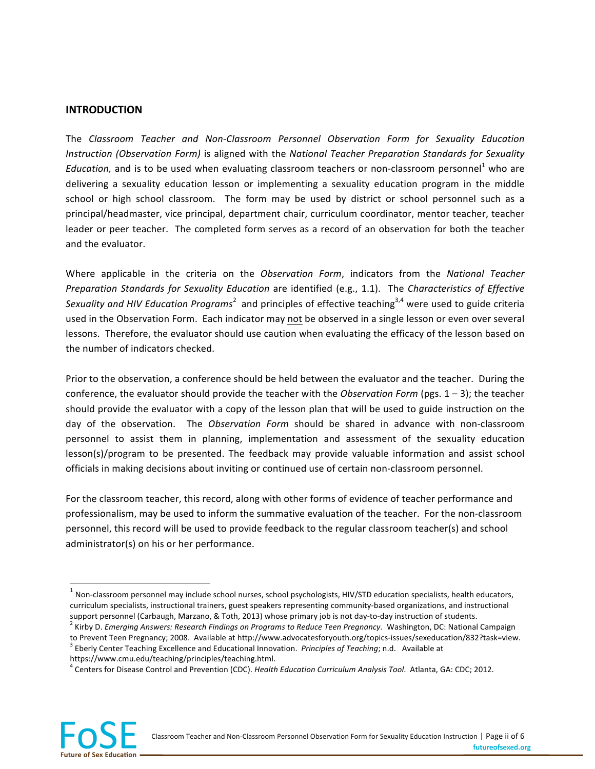## INTRODUCTION

The *Classroom Teacher and Non-Classroom Personnel Observation Form for Sexuality Education Instruction (Observation Form)* is aligned with the *National Teacher Preparation Standards for Sexuality Education,* and is to be used when evaluating classroom teachers or non-classroom personnel[1] who are delivering a sexuality education lesson or implementing a sexuality education program in the middle school or high school classroom. The form may be used by district or school personnel such as a principal/headmaster, vice principal, department chair, curriculum coordinator, mentor teacher, teacher leader or peer teacher. The completed form serves as a record of an observation for both the teacher and the evaluator.

Where applicable in the criteria on the *Observation Form*, indicators from the *National Teacher Preparation Standards for Sexuality Education* are identified (e.g., 1.1). The *Characteristics of Effective Sexuality and HIV Education Programs*[2] and principles of effective teaching[3,4] were used to guide criteria used in the Observation Form. Each indicator may not be observed in a single lesson or even over several lessons. Therefore, the evaluator should use caution when evaluating the efficacy of the lesson based on the number of indicators checked.

Prior to the observation, a conference should be held between the evaluator and the teacher. During the conference, the evaluator should provide the teacher with the *Observation Form* (pgs. 1 – 3); the teacher should provide the evaluator with a copy of the lesson plan that will be used to guide instruction on the day of the observation. The *Observation Form* should be shared in advance with non-classroom personnel to assist them in planning, implementation and assessment of the sexuality education lesson(s)/program to be presented. The feedback may provide valuable information and assist school officials in making decisions about inviting or continued use of certain non-classroom personnel.

For the classroom teacher, this record, along with other forms of evidence of teacher performance and professionalism, may be used to inform the summative evaluation of the teacher. For the non-classroom personnel, this record will be used to provide feedback to the regular classroom teacher(s) and school administrator(s) on his or her performance.

---

[1] Non-classroom personnel may include school nurses, school psychologists, HIV/STD education specialists, health educators, curriculum specialists, instructional trainers, guest speakers representing community-based organizations, and instructional support personnel (Carbaugh, Marzano, & Toth, 2013) whose primary job is not day-to-day instruction of students.

[2] Kirby D. *Emerging Answers: Research Findings on Programs to Reduce Teen Pregnancy*. Washington, DC: National Campaign to Prevent Teen Pregnancy; 2008. Available at http://www.advocatesforyouth.org/topics-issues/sexeducation/832?task=view.

[3] Eberly Center Teaching Excellence and Educational Innovation. *Principles of Teaching*; n.d. Available at https://www.cmu.edu/teaching/principles/teaching.html.

[4] Centers for Disease Control and Prevention (CDC). *Health Education Curriculum Analysis Tool*. Atlanta, GA: CDC; 2012.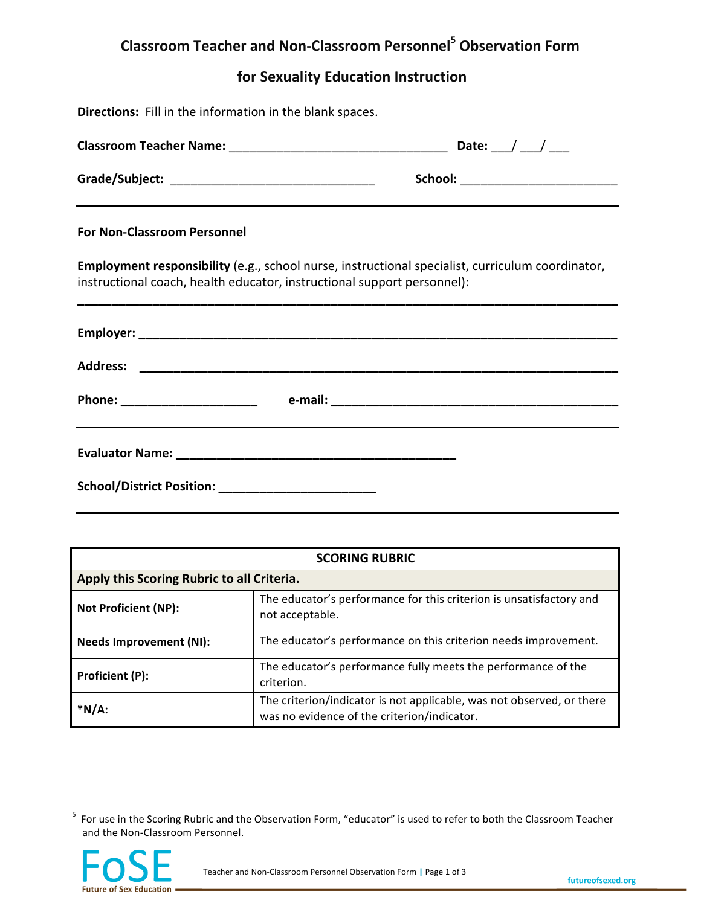# Classroom Teacher and Non-Classroom Personnel[5] Observation Form

## for Sexuality Education Instruction

**Directions:** Fill in the information in the blank spaces.

**Classroom Teacher Name:** ________________________________ **Date:** ___/ ___/ ___

**Grade/Subject:** ______________________________ **School:** ______________________

---

**For Non-Classroom Personnel**

**Employment responsibility** (e.g., school nurse, instructional specialist, curriculum coordinator, instructional coach, health educator, instructional support personnel):

______________________________________________________________________________

**Employer:** ______________________________________________________________________

**Address:** ______________________________________________________________________

**Phone:** ___________________ **e-mail:** __________________________________________

---

**Evaluator Name:** ________________________________________

**School/District Position:** ______________________

---

| SCORING RUBRIC | |
|---|---|
| **Apply this Scoring Rubric to all Criteria.** | |
| **Not Proficient (NP):** | The educator's performance for this criterion is unsatisfactory and not acceptable. |
| **Needs Improvement (NI):** | The educator's performance on this criterion needs improvement. |
| **Proficient (P):** | The educator's performance fully meets the performance of the criterion. |
| **\*N/A:** | The criterion/indicator is not applicable, was not observed, or there was no evidence of the criterion/indicator. |

[5] For use in the Scoring Rubric and the Observation Form, "educator" is used to refer to both the Classroom Teacher and the Non-Classroom Personnel.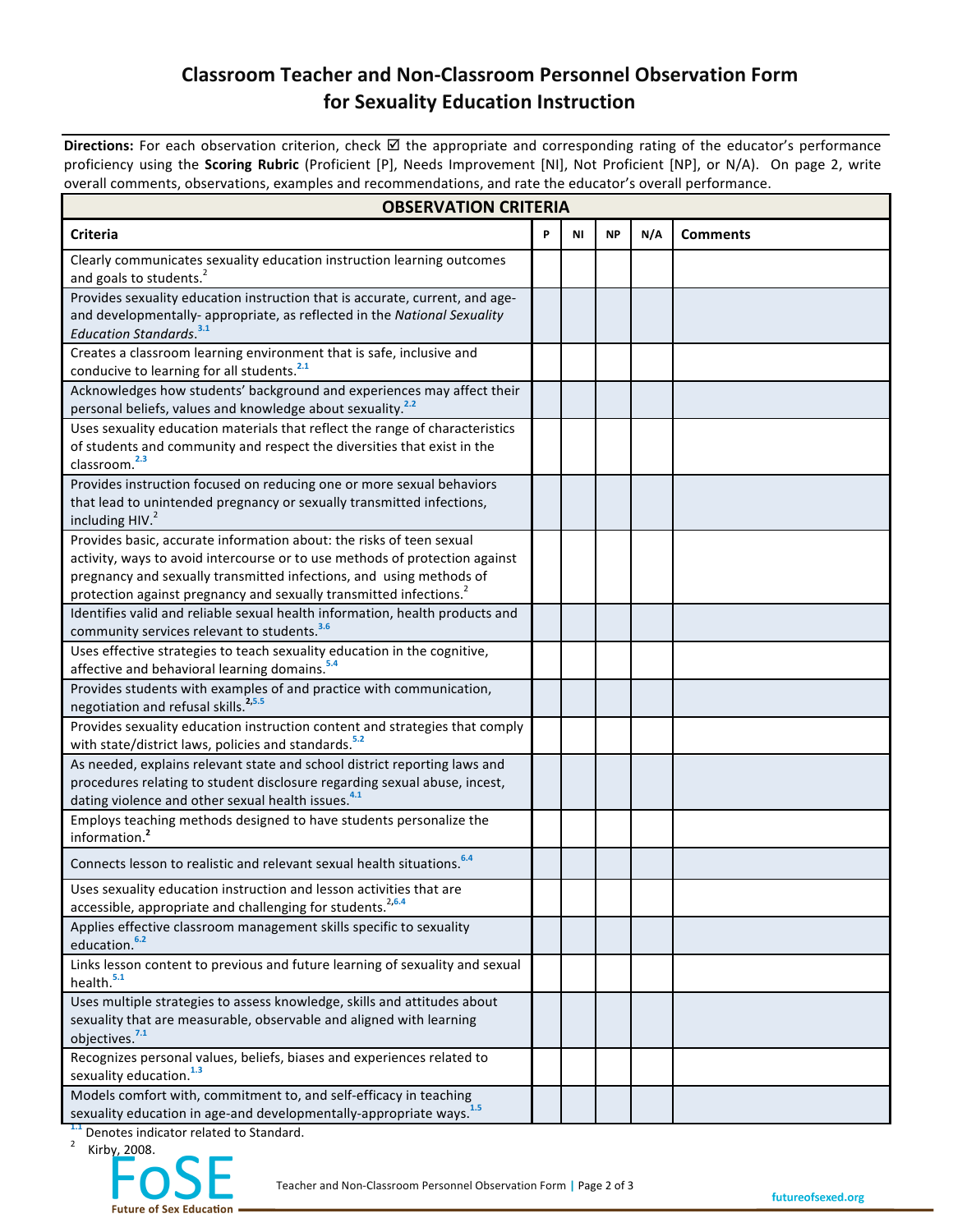# Classroom Teacher and Non-Classroom Personnel Observation Form for Sexuality Education Instruction

**Directions:** For each observation criterion, check ☑ the appropriate and corresponding rating of the educator's performance proficiency using the **Scoring Rubric** (Proficient [P], Needs Improvement [NI], Not Proficient [NP], or N/A). On page 2, write overall comments, observations, examples and recommendations, and rate the educator's overall performance.

| OBSERVATION CRITERIA | | | | | |
|---|---|---|---|---|---|
| **Criteria** | **P** | **NI** | **NP** | **N/A** | **Comments** |
| Clearly communicates sexuality education instruction learning outcomes and goals to students.[2] | | | | | |
| Provides sexuality education instruction that is accurate, current, and age- and developmentally- appropriate, as reflected in the *National Sexuality Education Standards*.[3.1] | | | | | |
| Creates a classroom learning environment that is safe, inclusive and conducive to learning for all students.[2.1] | | | | | |
| Acknowledges how students' background and experiences may affect their personal beliefs, values and knowledge about sexuality.[2.2] | | | | | |
| Uses sexuality education materials that reflect the range of characteristics of students and community and respect the diversities that exist in the classroom.[2.3] | | | | | |
| Provides instruction focused on reducing one or more sexual behaviors that lead to unintended pregnancy or sexually transmitted infections, including HIV.[2] | | | | | |
| Provides basic, accurate information about: the risks of teen sexual activity, ways to avoid intercourse or to use methods of protection against pregnancy and sexually transmitted infections, and using methods of protection against pregnancy and sexually transmitted infections.[2] | | | | | |
| Identifies valid and reliable sexual health information, health products and community services relevant to students.[3.6] | | | | | |
| Uses effective strategies to teach sexuality education in the cognitive, affective and behavioral learning domains.[5.4] | | | | | |
| Provides students with examples of and practice with communication, negotiation and refusal skills.[2,5.5] | | | | | |
| Provides sexuality education instruction content and strategies that comply with state/district laws, policies and standards.[5.2] | | | | | |
| As needed, explains relevant state and school district reporting laws and procedures relating to student disclosure regarding sexual abuse, incest, dating violence and other sexual health issues.[4.1] | | | | | |
| Employs teaching methods designed to have students personalize the information.[2] | | | | | |
| Connects lesson to realistic and relevant sexual health situations.[6.4] | | | | | |
| Uses sexuality education instruction and lesson activities that are accessible, appropriate and challenging for students.[2,6.4] | | | | | |
| Applies effective classroom management skills specific to sexuality education.[6.2] | | | | | |
| Links lesson content to previous and future learning of sexuality and sexual health.[5.1] | | | | | |
| Uses multiple strategies to assess knowledge, skills and attitudes about sexuality that are measurable, observable and aligned with learning objectives.[7.1] | | | | | |
| Recognizes personal values, beliefs, biases and experiences related to sexuality education.[1.3] | | | | | |
| Models comfort with, commitment to, and self-efficacy in teaching sexuality education in age-and developmentally-appropriate ways.[1.5] | | | | | |

[1.1] Denotes indicator related to Standard.

[2] Kirby, 2008.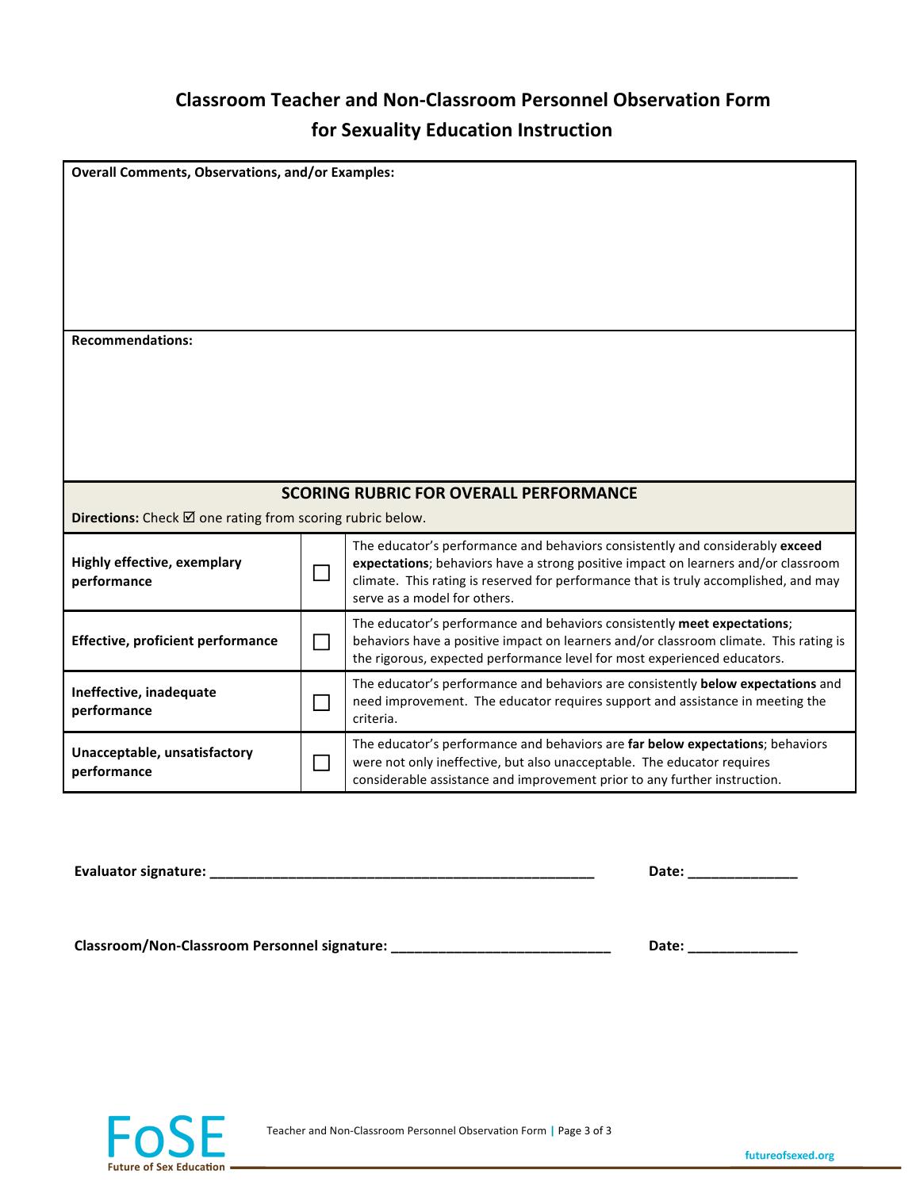## Classroom Teacher and Non-Classroom Personnel Observation Form for Sexuality Education Instruction

**Overall Comments, Observations, and/or Examples:**

**Recommendations:**

| SCORING RUBRIC FOR OVERALL PERFORMANCE | | |
|---|---|---|
| **Directions:** Check ☑ one rating from scoring rubric below. | | |
| **Highly effective, exemplary performance** | ☐ | The educator's performance and behaviors consistently and considerably **exceed expectations**; behaviors have a strong positive impact on learners and/or classroom climate. This rating is reserved for performance that is truly accomplished, and may serve as a model for others. |
| **Effective, proficient performance** | ☐ | The educator's performance and behaviors consistently **meet expectations**; behaviors have a positive impact on learners and/or classroom climate. This rating is the rigorous, expected performance level for most experienced educators. |
| **Ineffective, inadequate performance** | ☐ | The educator's performance and behaviors are consistently **below expectations** and need improvement. The educator requires support and assistance in meeting the criteria. |
| **Unacceptable, unsatisfactory performance** | ☐ | The educator's performance and behaviors are **far below expectations**; behaviors were not only ineffective, but also unacceptable. The educator requires considerable assistance and improvement prior to any further instruction. |

**Evaluator signature:** ____________________________________________ **Date:** ______________

**Classroom/Non-Classroom Personnel signature:** ___________________________ **Date:** ______________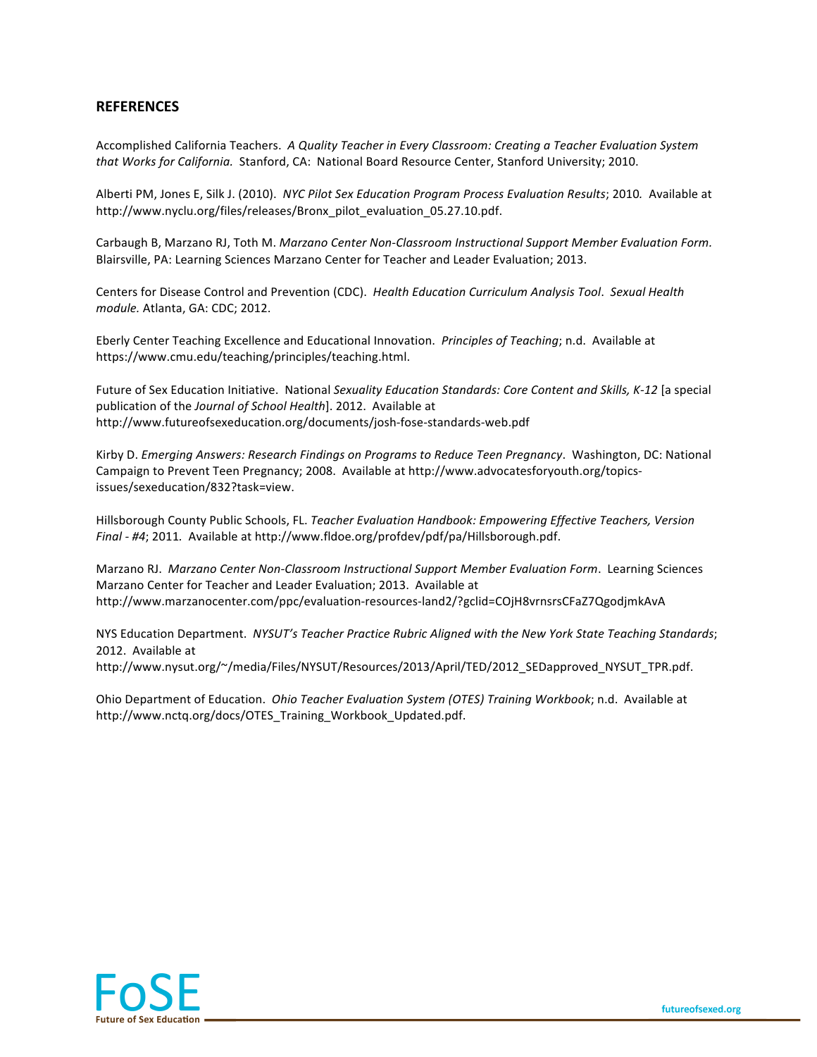## REFERENCES

Accomplished California Teachers. *A Quality Teacher in Every Classroom: Creating a Teacher Evaluation System that Works for California.* Stanford, CA: National Board Resource Center, Stanford University; 2010.

Alberti PM, Jones E, Silk J. (2010). *NYC Pilot Sex Education Program Process Evaluation Results*; 2010. Available at http://www.nyclu.org/files/releases/Bronx_pilot_evaluation_05.27.10.pdf.

Carbaugh B, Marzano RJ, Toth M. *Marzano Center Non-Classroom Instructional Support Member Evaluation Form*. Blairsville, PA: Learning Sciences Marzano Center for Teacher and Leader Evaluation; 2013.

Centers for Disease Control and Prevention (CDC). *Health Education Curriculum Analysis Tool*. *Sexual Health module.* Atlanta, GA: CDC; 2012.

Eberly Center Teaching Excellence and Educational Innovation. *Principles of Teaching*; n.d. Available at https://www.cmu.edu/teaching/principles/teaching.html.

Future of Sex Education Initiative. National *Sexuality Education Standards: Core Content and Skills, K-12* [a special publication of the *Journal of School Health*]. 2012. Available at http://www.futureofsexeducation.org/documents/josh-fose-standards-web.pdf

Kirby D. *Emerging Answers: Research Findings on Programs to Reduce Teen Pregnancy*. Washington, DC: National Campaign to Prevent Teen Pregnancy; 2008. Available at http://www.advocatesforyouth.org/topics-issues/sexeducation/832?task=view.

Hillsborough County Public Schools, FL. *Teacher Evaluation Handbook: Empowering Effective Teachers, Version Final - #4*; 2011. Available at http://www.fldoe.org/profdev/pdf/pa/Hillsborough.pdf.

Marzano RJ. *Marzano Center Non-Classroom Instructional Support Member Evaluation Form*. Learning Sciences Marzano Center for Teacher and Leader Evaluation; 2013. Available at http://www.marzanocenter.com/ppc/evaluation-resources-land2/?gclid=COjH8vrnsrsCFaZ7QgodjmkAvA

NYS Education Department. *NYSUT's Teacher Practice Rubric Aligned with the New York State Teaching Standards*; 2012. Available at http://www.nysut.org/~/media/Files/NYSUT/Resources/2013/April/TED/2012_SEDapproved_NYSUT_TPR.pdf.

Ohio Department of Education. *Ohio Teacher Evaluation System (OTES) Training Workbook*; n.d. Available at http://www.nctq.org/docs/OTES_Training_Workbook_Updated.pdf.